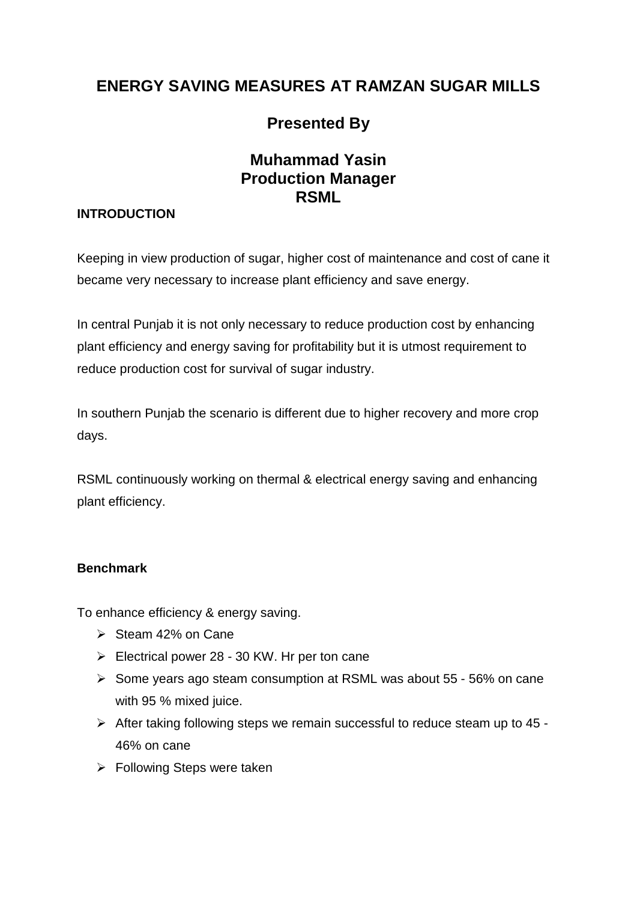# ENERGY SAVING MEASURES AT RAMZAN SUGAR MILLS

## Presented By

## Muhammad Yasin
## Production Manager
## RSML

**INTRODUCTION**

Keeping in view production of sugar, higher cost of maintenance and cost of cane it became very necessary to increase plant efficiency and save energy.

In central Punjab it is not only necessary to reduce production cost by enhancing plant efficiency and energy saving for profitability but it is utmost requirement to reduce production cost for survival of sugar industry.

In southern Punjab the scenario is different due to higher recovery and more crop days.

RSML continuously working on thermal & electrical energy saving and enhancing plant efficiency.

**Benchmark**

To enhance efficiency & energy saving.

- Steam 42% on Cane
- Electrical power 28 - 30 KW. Hr per ton cane
- Some years ago steam consumption at RSML was about 55 - 56% on cane with 95 % mixed juice.
- After taking following steps we remain successful to reduce steam up to 45 - 46% on cane
- Following Steps were taken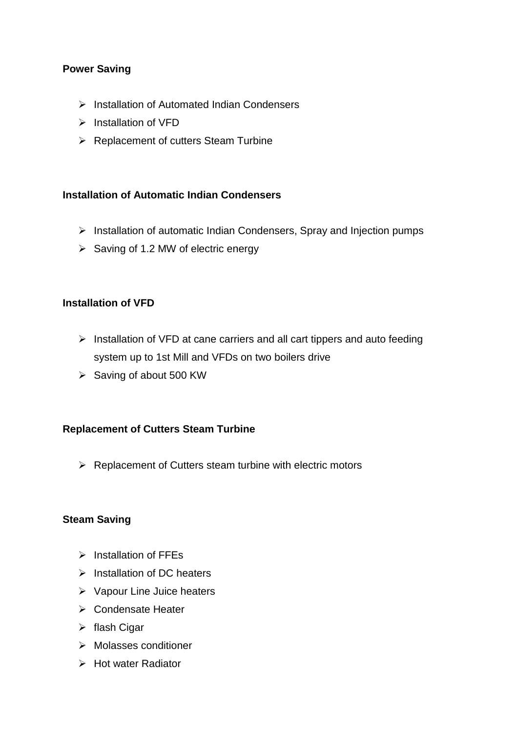**Power Saving**

- Installation of Automated Indian Condensers
- Installation of VFD
- Replacement of cutters Steam Turbine

**Installation of Automatic Indian Condensers**

- Installation of automatic Indian Condensers, Spray and Injection pumps
- Saving of 1.2 MW of electric energy

**Installation of VFD**

- Installation of VFD at cane carriers and all cart tippers and auto feeding system up to 1st Mill and VFDs on two boilers drive
- Saving of about 500 KW

**Replacement of Cutters Steam Turbine**

- Replacement of Cutters steam turbine with electric motors

**Steam Saving**

- Installation of FFEs
- Installation of DC heaters
- Vapour Line Juice heaters
- Condensate Heater
- flash Cigar
- Molasses conditioner
- Hot water Radiator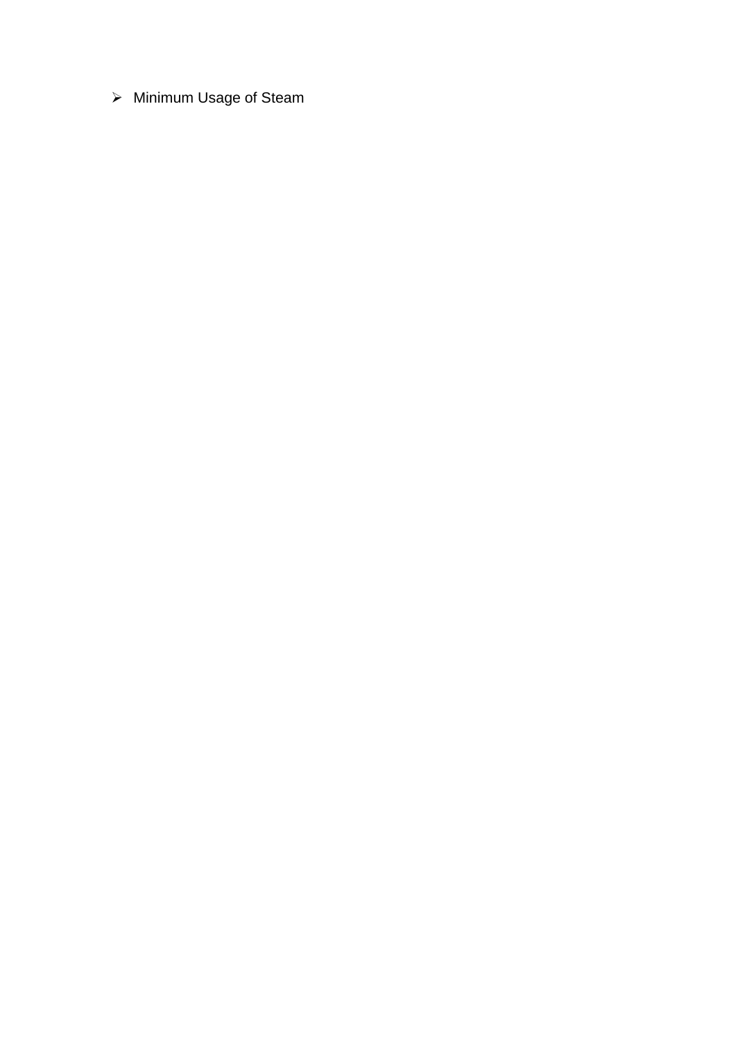- Minimum Usage of Steam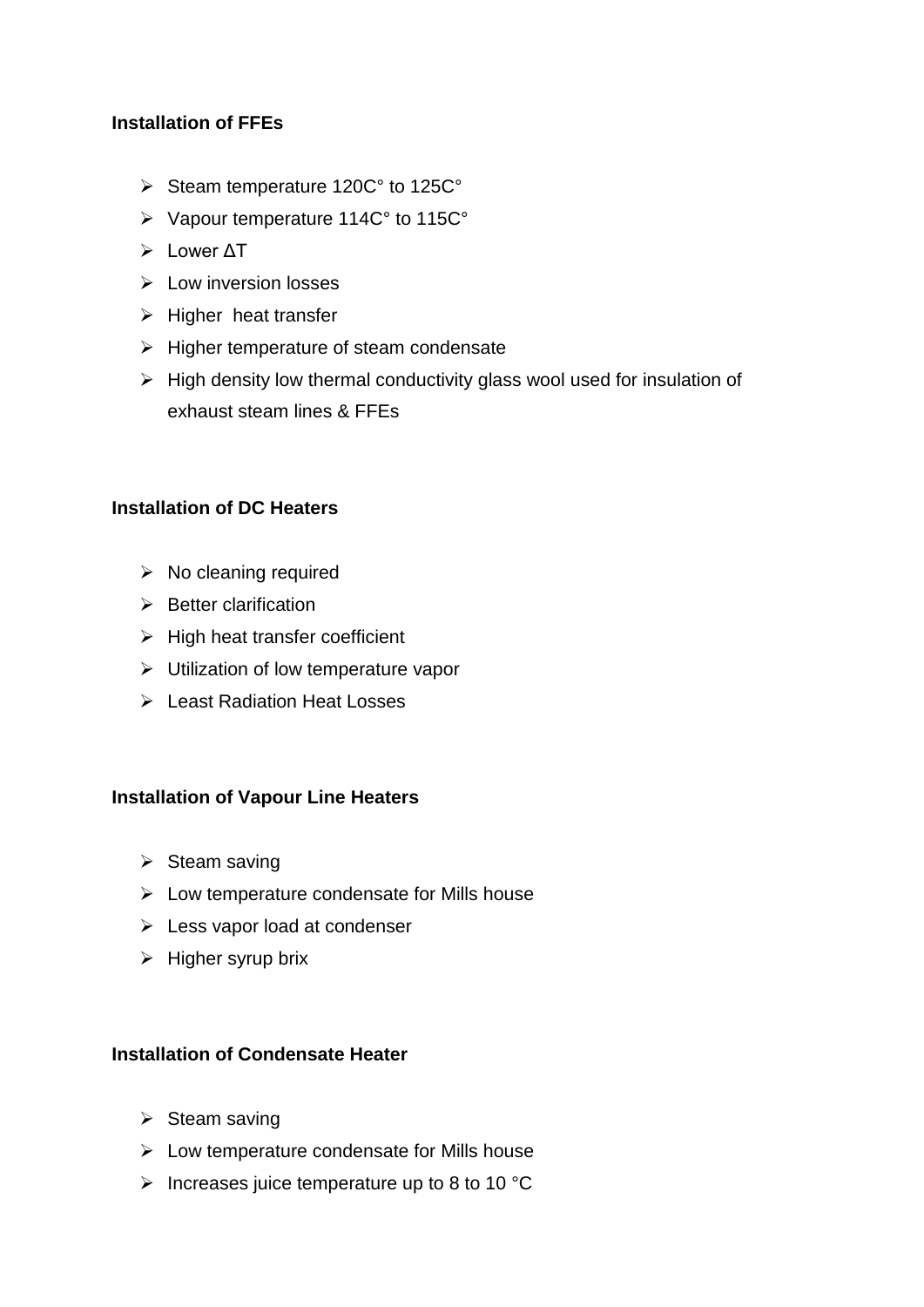**Installation of FFEs**

- Steam temperature 120C° to 125C°
- Vapour temperature 114C° to 115C°
- Lower ΔT
- Low inversion losses
- Higher heat transfer
- Higher temperature of steam condensate
- High density low thermal conductivity glass wool used for insulation of exhaust steam lines & FFEs

**Installation of DC Heaters**

- No cleaning required
- Better clarification
- High heat transfer coefficient
- Utilization of low temperature vapor
- Least Radiation Heat Losses

**Installation of Vapour Line Heaters**

- Steam saving
- Low temperature condensate for Mills house
- Less vapor load at condenser
- Higher syrup brix

**Installation of Condensate Heater**

- Steam saving
- Low temperature condensate for Mills house
- Increases juice temperature up to 8 to 10 °C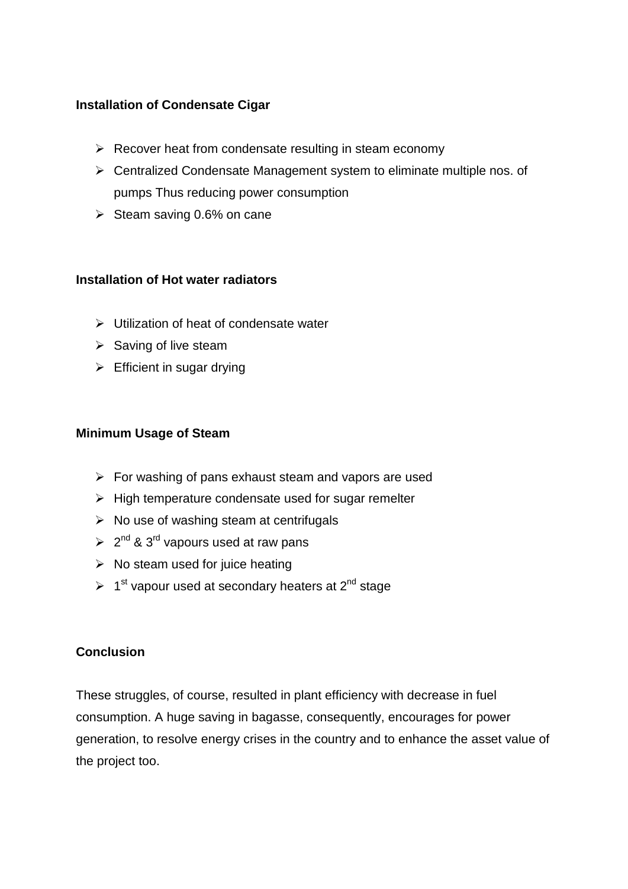**Installation of Condensate Cigar**

- Recover heat from condensate resulting in steam economy
- Centralized Condensate Management system to eliminate multiple nos. of pumps Thus reducing power consumption
- Steam saving 0.6% on cane

**Installation of Hot water radiators**

- Utilization of heat of condensate water
- Saving of live steam
- Efficient in sugar drying

**Minimum Usage of Steam**

- For washing of pans exhaust steam and vapors are used
- High temperature condensate used for sugar remelter
- No use of washing steam at centrifugals
- $2^{nd}$ & $3^{rd}$ vapours used at raw pans
- No steam used for juice heating
- $1^{st}$ vapour used at secondary heaters at $2^{nd}$ stage

**Conclusion**

These struggles, of course, resulted in plant efficiency with decrease in fuel consumption. A huge saving in bagasse, consequently, encourages for power generation, to resolve energy crises in the country and to enhance the asset value of the project too.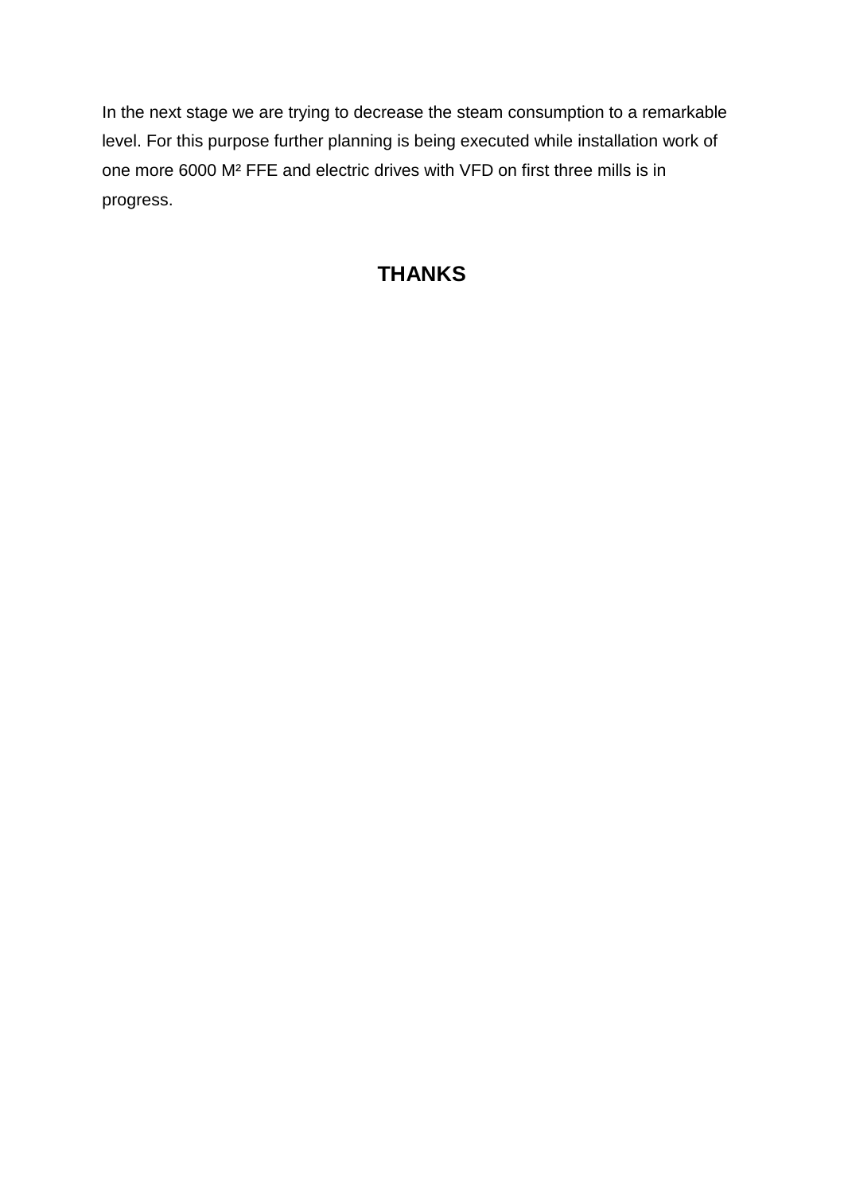In the next stage we are trying to decrease the steam consumption to a remarkable level. For this purpose further planning is being executed while installation work of one more 6000 $M^2$ FFE and electric drives with VFD on first three mills is in progress.

**THANKS**